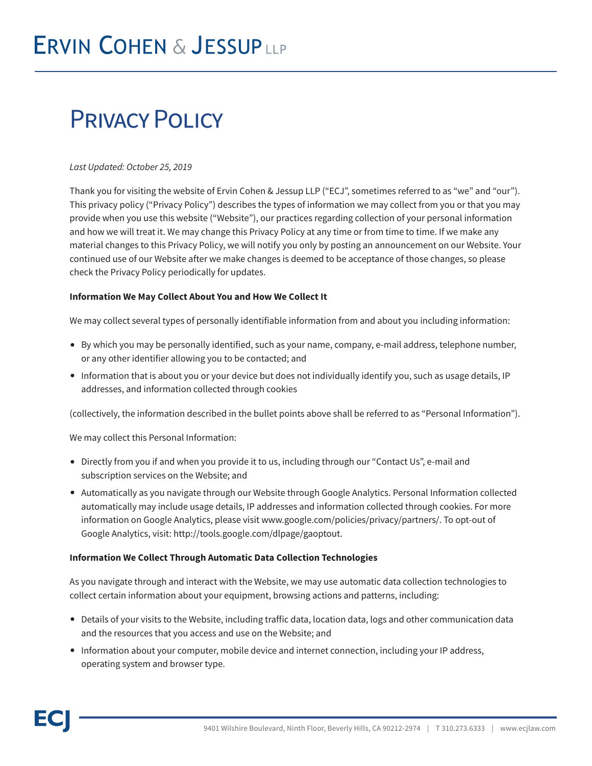# Ervin Cohen & Jessup LLP

## Privacy Policy

*Last Updated: October 25, 2019*

Thank you for visiting the website of Ervin Cohen & Jessup LLP ("ECJ", sometimes referred to as "we" and "our"). This privacy policy ("Privacy Policy") describes the types of information we may collect from you or that you may provide when you use this website ("Website"), our practices regarding collection of your personal information and how we will treat it. We may change this Privacy Policy at any time or from time to time. If we make any material changes to this Privacy Policy, we will notify you only by posting an announcement on our Website. Your continued use of our Website after we make changes is deemed to be acceptance of those changes, so please check the Privacy Policy periodically for updates.

**Information We May Collect About You and How We Collect It**

We may collect several types of personally identifiable information from and about you including information:

- By which you may be personally identified, such as your name, company, e-mail address, telephone number, or any other identifier allowing you to be contacted; and
- Information that is about you or your device but does not individually identify you, such as usage details, IP addresses, and information collected through cookies

(collectively, the information described in the bullet points above shall be referred to as "Personal Information").

We may collect this Personal Information:

- Directly from you if and when you provide it to us, including through our "Contact Us", e-mail and subscription services on the Website; and
- Automatically as you navigate through our Website through Google Analytics. Personal Information collected automatically may include usage details, IP addresses and information collected through cookies. For more information on Google Analytics, please visit www.google.com/policies/privacy/partners/. To opt-out of Google Analytics, visit: http://tools.google.com/dlpage/gaoptout.

**Information We Collect Through Automatic Data Collection Technologies**

As you navigate through and interact with the Website, we may use automatic data collection technologies to collect certain information about your equipment, browsing actions and patterns, including:

- Details of your visits to the Website, including traffic data, location data, logs and other communication data and the resources that you access and use on the Website; and
- Information about your computer, mobile device and internet connection, including your IP address, operating system and browser type.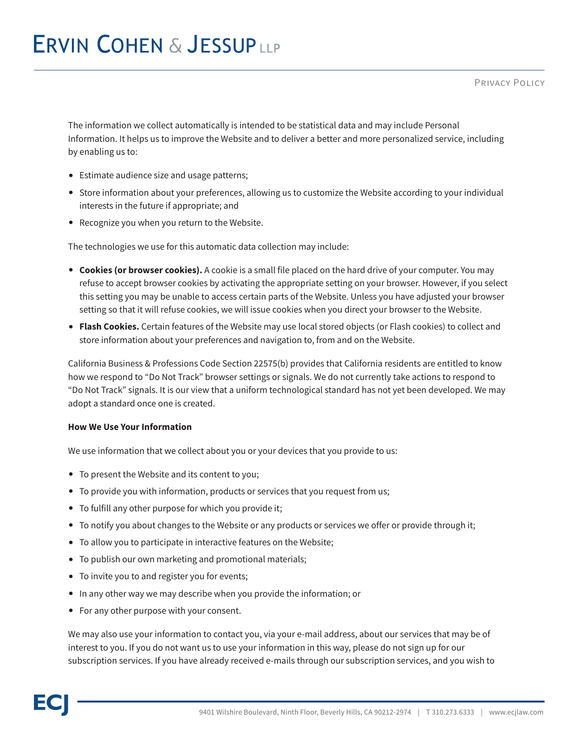The information we collect automatically is intended to be statistical data and may include Personal Information. It helps us to improve the Website and to deliver a better and more personalized service, including by enabling us to:

- Estimate audience size and usage patterns;
- Store information about your preferences, allowing us to customize the Website according to your individual interests in the future if appropriate; and
- Recognize you when you return to the Website.

The technologies we use for this automatic data collection may include:

- **Cookies (or browser cookies).** A cookie is a small file placed on the hard drive of your computer. You may refuse to accept browser cookies by activating the appropriate setting on your browser. However, if you select this setting you may be unable to access certain parts of the Website. Unless you have adjusted your browser setting so that it will refuse cookies, we will issue cookies when you direct your browser to the Website.
- **Flash Cookies.** Certain features of the Website may use local stored objects (or Flash cookies) to collect and store information about your preferences and navigation to, from and on the Website.

California Business & Professions Code Section 22575(b) provides that California residents are entitled to know how we respond to “Do Not Track” browser settings or signals. We do not currently take actions to respond to “Do Not Track” signals. It is our view that a uniform technological standard has not yet been developed. We may adopt a standard once one is created.

**How We Use Your Information**

We use information that we collect about you or your devices that you provide to us:

- To present the Website and its content to you;
- To provide you with information, products or services that you request from us;
- To fulfill any other purpose for which you provide it;
- To notify you about changes to the Website or any products or services we offer or provide through it;
- To allow you to participate in interactive features on the Website;
- To publish our own marketing and promotional materials;
- To invite you to and register you for events;
- In any other way we may describe when you provide the information; or
- For any other purpose with your consent.

We may also use your information to contact you, via your e-mail address, about our services that may be of interest to you. If you do not want us to use your information in this way, please do not sign up for our subscription services. If you have already received e-mails through our subscription services, and you wish to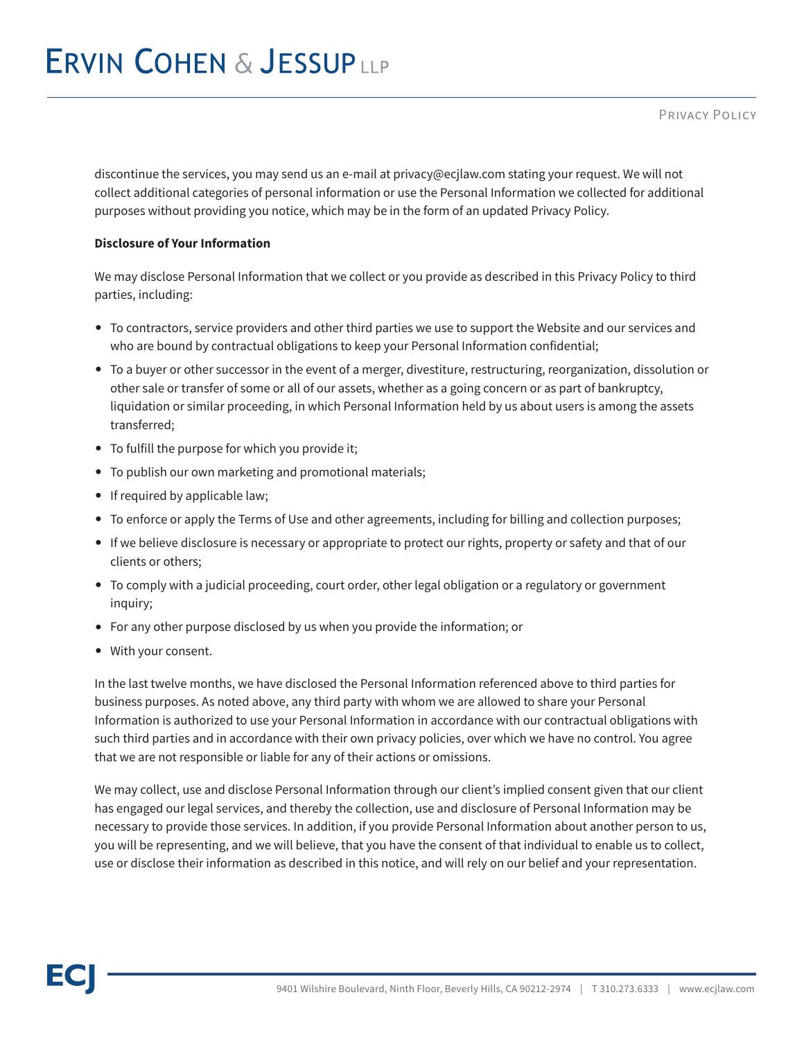discontinue the services, you may send us an e-mail at privacy@ecjlaw.com stating your request. We will not collect additional categories of personal information or use the Personal Information we collected for additional purposes without providing you notice, which may be in the form of an updated Privacy Policy.

**Disclosure of Your Information**

We may disclose Personal Information that we collect or you provide as described in this Privacy Policy to third parties, including:

- To contractors, service providers and other third parties we use to support the Website and our services and who are bound by contractual obligations to keep your Personal Information confidential;
- To a buyer or other successor in the event of a merger, divestiture, restructuring, reorganization, dissolution or other sale or transfer of some or all of our assets, whether as a going concern or as part of bankruptcy, liquidation or similar proceeding, in which Personal Information held by us about users is among the assets transferred;
- To fulfill the purpose for which you provide it;
- To publish our own marketing and promotional materials;
- If required by applicable law;
- To enforce or apply the Terms of Use and other agreements, including for billing and collection purposes;
- If we believe disclosure is necessary or appropriate to protect our rights, property or safety and that of our clients or others;
- To comply with a judicial proceeding, court order, other legal obligation or a regulatory or government inquiry;
- For any other purpose disclosed by us when you provide the information; or
- With your consent.

In the last twelve months, we have disclosed the Personal Information referenced above to third parties for business purposes. As noted above, any third party with whom we are allowed to share your Personal Information is authorized to use your Personal Information in accordance with our contractual obligations with such third parties and in accordance with their own privacy policies, over which we have no control. You agree that we are not responsible or liable for any of their actions or omissions.

We may collect, use and disclose Personal Information through our client's implied consent given that our client has engaged our legal services, and thereby the collection, use and disclosure of Personal Information may be necessary to provide those services. In addition, if you provide Personal Information about another person to us, you will be representing, and we will believe, that you have the consent of that individual to enable us to collect, use or disclose their information as described in this notice, and will rely on our belief and your representation.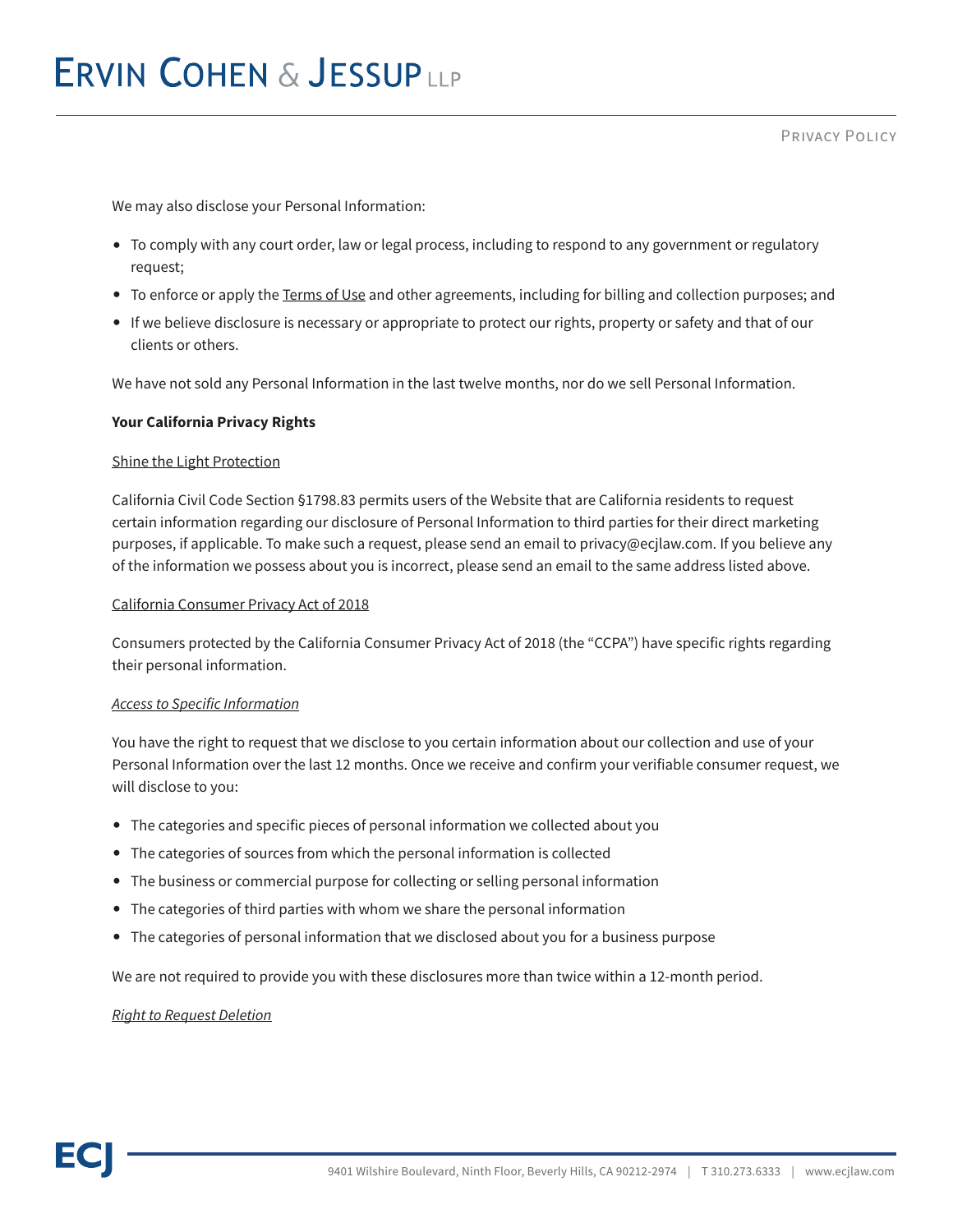We may also disclose your Personal Information:

- To comply with any court order, law or legal process, including to respond to any government or regulatory request;
- To enforce or apply the Terms of Use and other agreements, including for billing and collection purposes; and
- If we believe disclosure is necessary or appropriate to protect our rights, property or safety and that of our clients or others.

We have not sold any Personal Information in the last twelve months, nor do we sell Personal Information.

**Your California Privacy Rights**

Shine the Light Protection

California Civil Code Section §1798.83 permits users of the Website that are California residents to request certain information regarding our disclosure of Personal Information to third parties for their direct marketing purposes, if applicable. To make such a request, please send an email to privacy@ecjlaw.com. If you believe any of the information we possess about you is incorrect, please send an email to the same address listed above.

California Consumer Privacy Act of 2018

Consumers protected by the California Consumer Privacy Act of 2018 (the "CCPA") have specific rights regarding their personal information.

*Access to Specific Information*

You have the right to request that we disclose to you certain information about our collection and use of your Personal Information over the last 12 months. Once we receive and confirm your verifiable consumer request, we will disclose to you:

- The categories and specific pieces of personal information we collected about you
- The categories of sources from which the personal information is collected
- The business or commercial purpose for collecting or selling personal information
- The categories of third parties with whom we share the personal information
- The categories of personal information that we disclosed about you for a business purpose

We are not required to provide you with these disclosures more than twice within a 12-month period.

*Right to Request Deletion*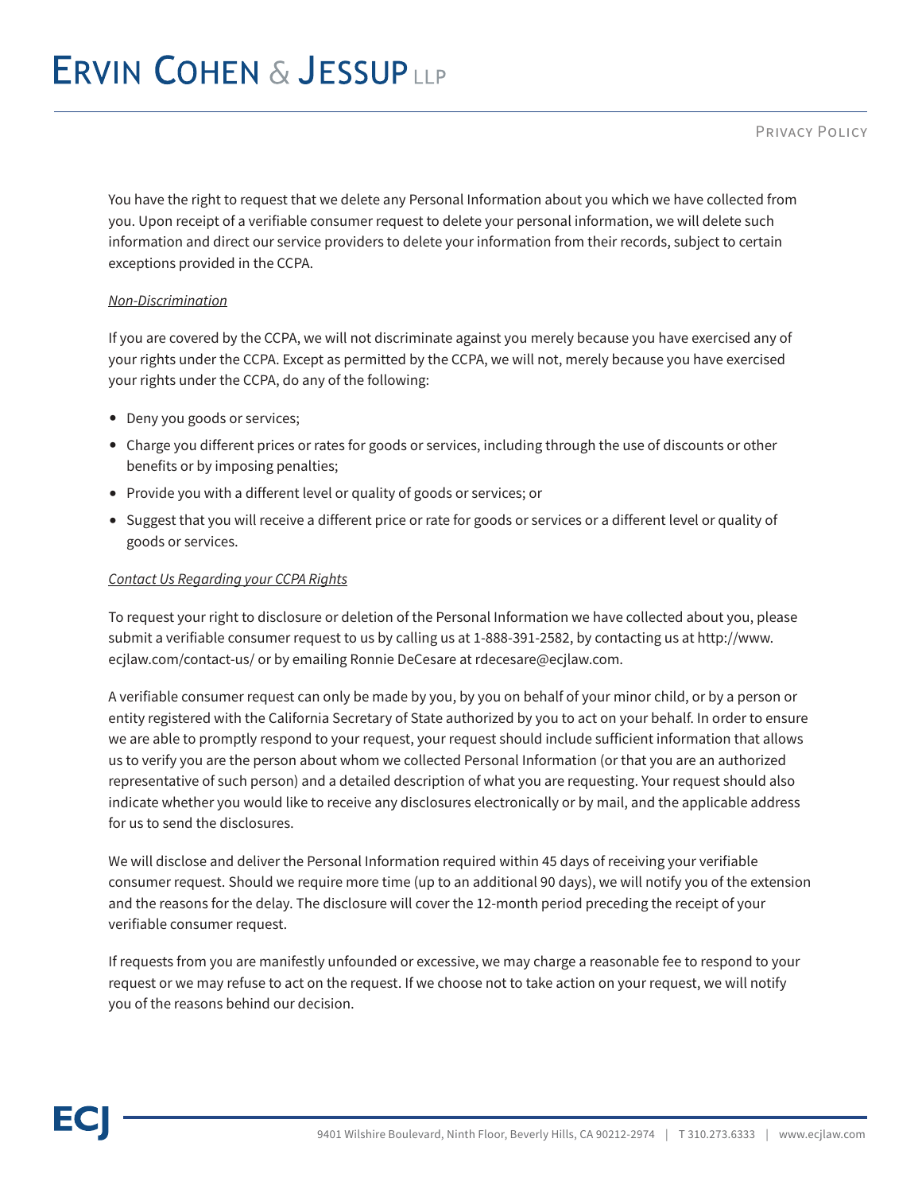You have the right to request that we delete any Personal Information about you which we have collected from you. Upon receipt of a verifiable consumer request to delete your personal information, we will delete such information and direct our service providers to delete your information from their records, subject to certain exceptions provided in the CCPA.

*Non-Discrimination*

If you are covered by the CCPA, we will not discriminate against you merely because you have exercised any of your rights under the CCPA. Except as permitted by the CCPA, we will not, merely because you have exercised your rights under the CCPA, do any of the following:

- Deny you goods or services;
- Charge you different prices or rates for goods or services, including through the use of discounts or other benefits or by imposing penalties;
- Provide you with a different level or quality of goods or services; or
- Suggest that you will receive a different price or rate for goods or services or a different level or quality of goods or services.

*Contact Us Regarding your CCPA Rights*

To request your right to disclosure or deletion of the Personal Information we have collected about you, please submit a verifiable consumer request to us by calling us at 1-888-391-2582, by contacting us at http://www.ecjlaw.com/contact-us/ or by emailing Ronnie DeCesare at rdecesare@ecjlaw.com.

A verifiable consumer request can only be made by you, by you on behalf of your minor child, or by a person or entity registered with the California Secretary of State authorized by you to act on your behalf. In order to ensure we are able to promptly respond to your request, your request should include sufficient information that allows us to verify you are the person about whom we collected Personal Information (or that you are an authorized representative of such person) and a detailed description of what you are requesting. Your request should also indicate whether you would like to receive any disclosures electronically or by mail, and the applicable address for us to send the disclosures.

We will disclose and deliver the Personal Information required within 45 days of receiving your verifiable consumer request. Should we require more time (up to an additional 90 days), we will notify you of the extension and the reasons for the delay. The disclosure will cover the 12-month period preceding the receipt of your verifiable consumer request.

If requests from you are manifestly unfounded or excessive, we may charge a reasonable fee to respond to your request or we may refuse to act on the request. If we choose not to take action on your request, we will notify you of the reasons behind our decision.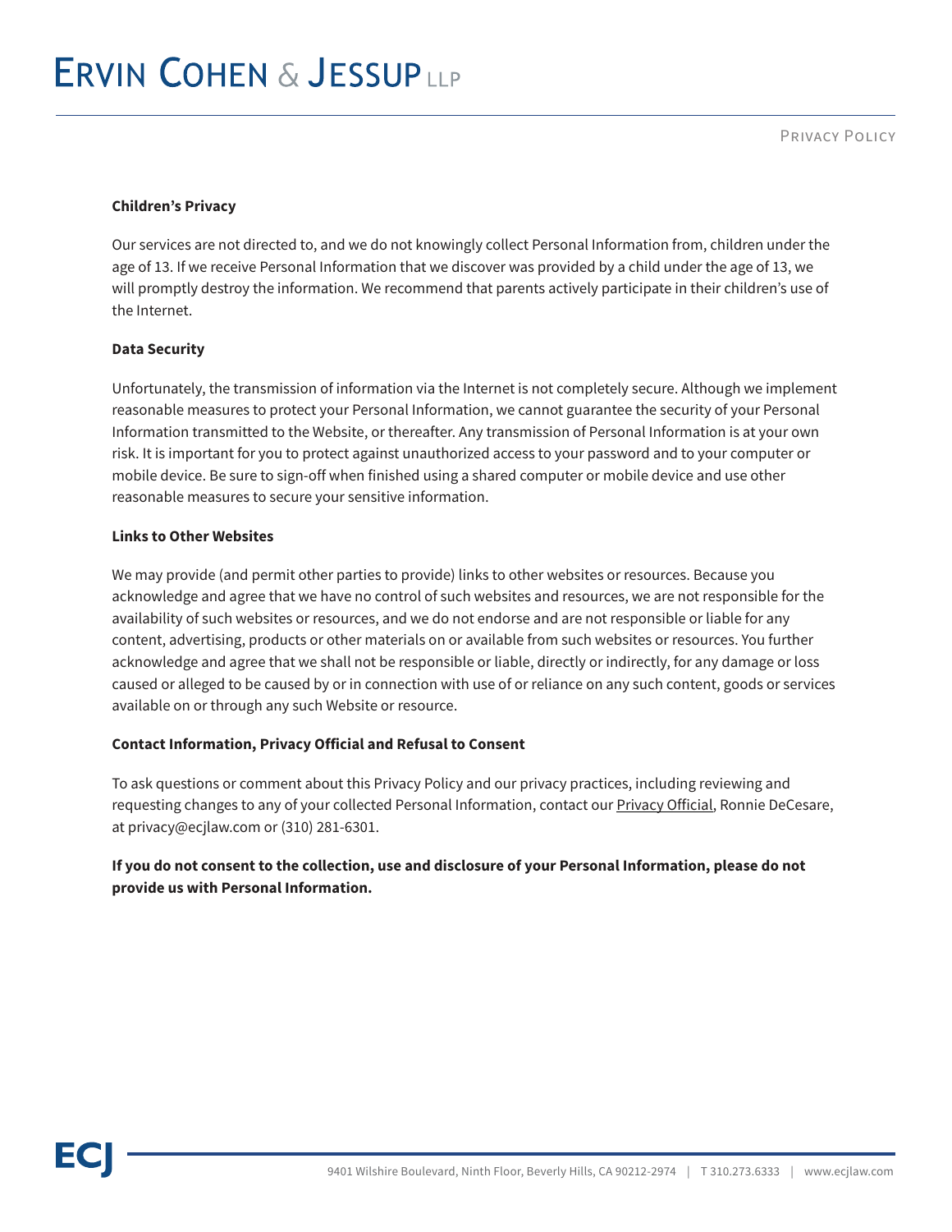**Children's Privacy**

Our services are not directed to, and we do not knowingly collect Personal Information from, children under the age of 13. If we receive Personal Information that we discover was provided by a child under the age of 13, we will promptly destroy the information. We recommend that parents actively participate in their children's use of the Internet.

**Data Security**

Unfortunately, the transmission of information via the Internet is not completely secure. Although we implement reasonable measures to protect your Personal Information, we cannot guarantee the security of your Personal Information transmitted to the Website, or thereafter. Any transmission of Personal Information is at your own risk. It is important for you to protect against unauthorized access to your password and to your computer or mobile device. Be sure to sign-off when finished using a shared computer or mobile device and use other reasonable measures to secure your sensitive information.

**Links to Other Websites**

We may provide (and permit other parties to provide) links to other websites or resources. Because you acknowledge and agree that we have no control of such websites and resources, we are not responsible for the availability of such websites or resources, and we do not endorse and are not responsible or liable for any content, advertising, products or other materials on or available from such websites or resources. You further acknowledge and agree that we shall not be responsible or liable, directly or indirectly, for any damage or loss caused or alleged to be caused by or in connection with use of or reliance on any such content, goods or services available on or through any such Website or resource.

**Contact Information, Privacy Official and Refusal to Consent**

To ask questions or comment about this Privacy Policy and our privacy practices, including reviewing and requesting changes to any of your collected Personal Information, contact our Privacy Official, Ronnie DeCesare, at privacy@ecjlaw.com or (310) 281-6301.

**If you do not consent to the collection, use and disclosure of your Personal Information, please do not provide us with Personal Information.**